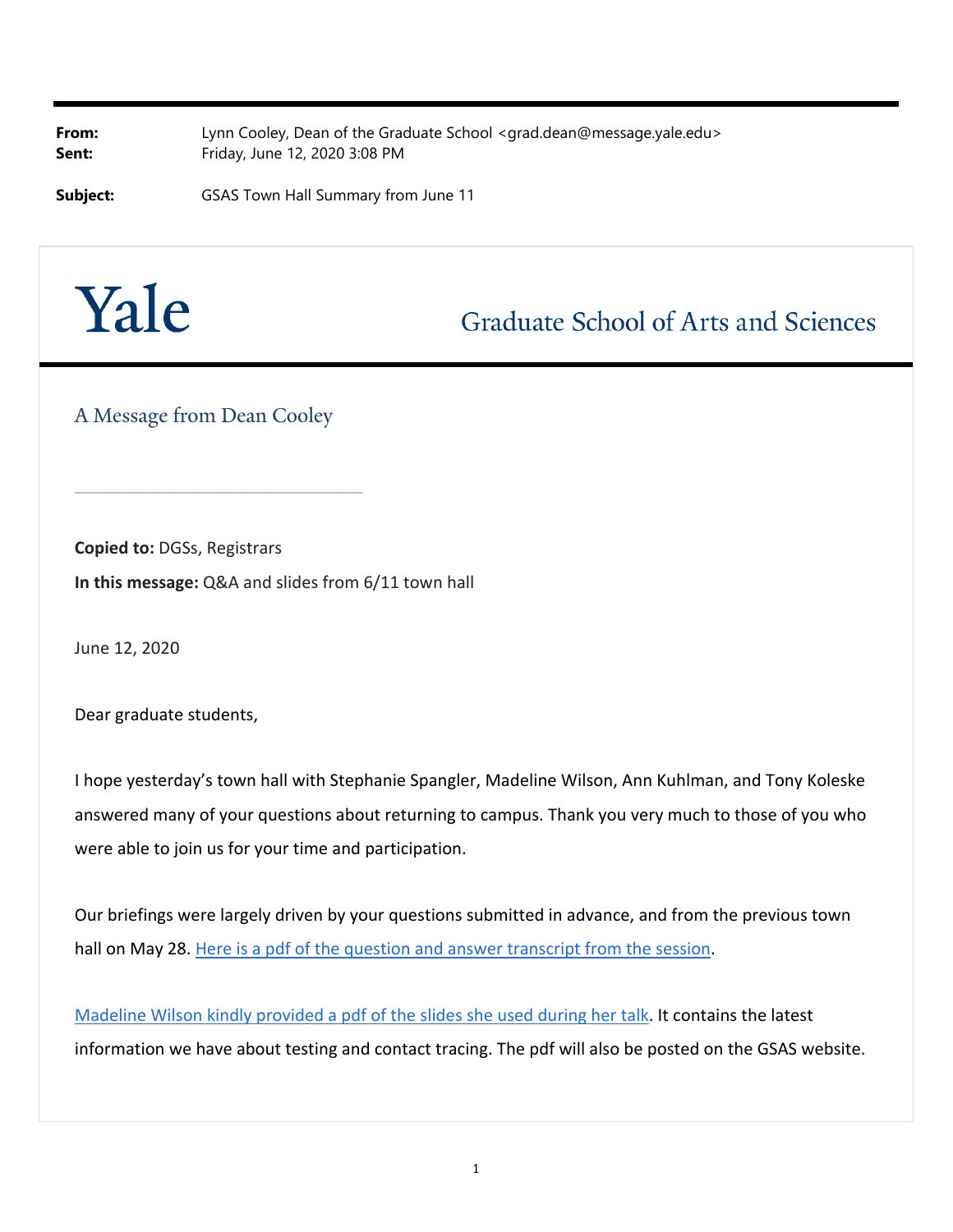**From:** Lynn Cooley, Dean of the Graduate School <grad.dean@message.yale.edu>
**Sent:** Friday, June 12, 2020 3:08 PM

**Subject:** GSAS Town Hall Summary from June 11

Yale

Graduate School of Arts and Sciences

## A Message from Dean Cooley

---

**Copied to:** DGSs, Registrars

**In this message:** Q&A and slides from 6/11 town hall

June 12, 2020

Dear graduate students,

I hope yesterday's town hall with Stephanie Spangler, Madeline Wilson, Ann Kuhlman, and Tony Koleske answered many of your questions about returning to campus. Thank you very much to those of you who were able to join us for your time and participation.

Our briefings were largely driven by your questions submitted in advance, and from the previous town hall on May 28. Here is a pdf of the question and answer transcript from the session.

Madeline Wilson kindly provided a pdf of the slides she used during her talk. It contains the latest information we have about testing and contact tracing. The pdf will also be posted on the GSAS website.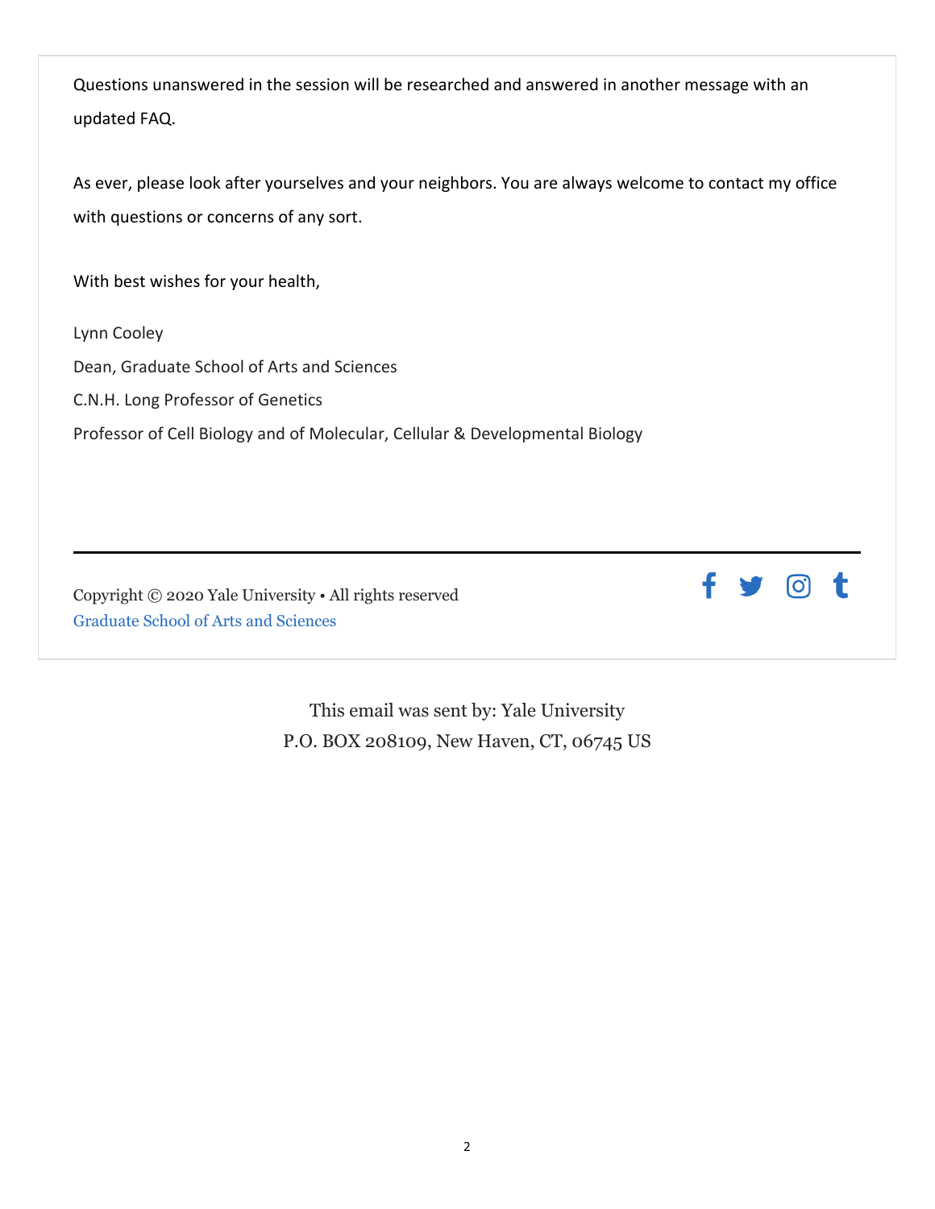Questions unanswered in the session will be researched and answered in another message with an updated FAQ.

As ever, please look after yourselves and your neighbors. You are always welcome to contact my office with questions or concerns of any sort.

With best wishes for your health,

Lynn Cooley

Dean, Graduate School of Arts and Sciences

C.N.H. Long Professor of Genetics

Professor of Cell Biology and of Molecular, Cellular & Developmental Biology

---

Copyright © 2020 Yale University • All rights reserved

Graduate School of Arts and Sciences

This email was sent by: Yale University

P.O. BOX 208109, New Haven, CT, 06745 US